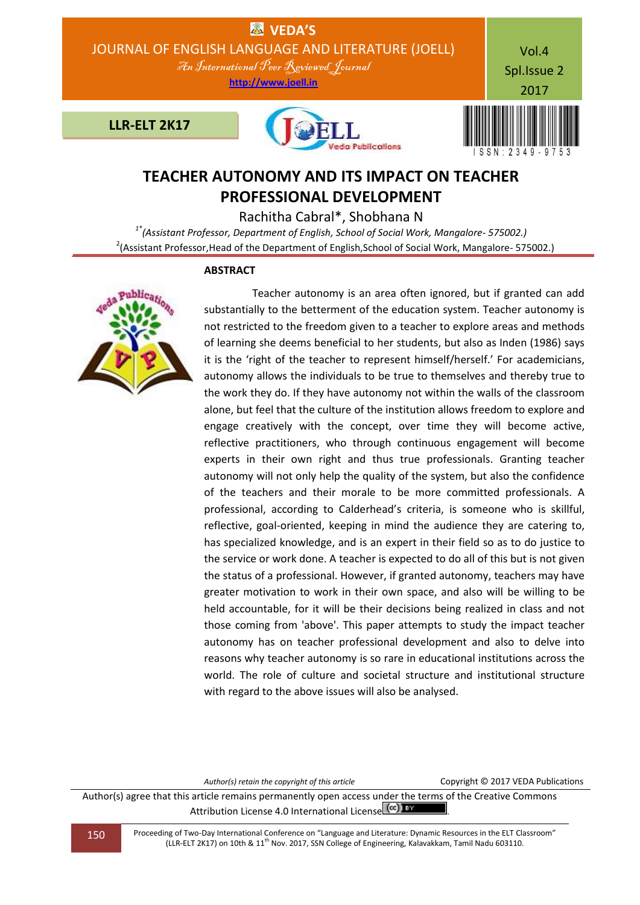# TEACHER AUTONOMY AND ITS IMPACT ON TEACHER PROFESSIONAL DEVELOPMENT

Rachitha Cabral*, Shobhana N

[1*] *(Assistant Professor, Department of English, School of Social Work, Mangalore- 575002.)*

[2] (Assistant Professor,Head of the Department of English,School of Social Work, Mangalore- 575002.)

## ABSTRACT

Teacher autonomy is an area often ignored, but if granted can add substantially to the betterment of the education system. Teacher autonomy is not restricted to the freedom given to a teacher to explore areas and methods of learning she deems beneficial to her students, but also as Inden (1986) says it is the 'right of the teacher to represent himself/herself.' For academicians, autonomy allows the individuals to be true to themselves and thereby true to the work they do. If they have autonomy not within the walls of the classroom alone, but feel that the culture of the institution allows freedom to explore and engage creatively with the concept, over time they will become active, reflective practitioners, who through continuous engagement will become experts in their own right and thus true professionals. Granting teacher autonomy will not only help the quality of the system, but also the confidence of the teachers and their morale to be more committed professionals. A professional, according to Calderhead's criteria, is someone who is skillful, reflective, goal-oriented, keeping in mind the audience they are catering to, has specialized knowledge, and is an expert in their field so as to do justice to the service or work done. A teacher is expected to do all of this but is not given the status of a professional. However, if granted autonomy, teachers may have greater motivation to work in their own space, and also will be willing to be held accountable, for it will be their decisions being realized in class and not those coming from 'above'. This paper attempts to study the impact teacher autonomy has on teacher professional development and also to delve into reasons why teacher autonomy is so rare in educational institutions across the world. The role of culture and societal structure and institutional structure with regard to the above issues will also be analysed.

*Author(s) retain the copyright of this article* Copyright © 2017 VEDA Publications

Author(s) agree that this article remains permanently open access under the terms of the Creative Commons Attribution License 4.0 International License.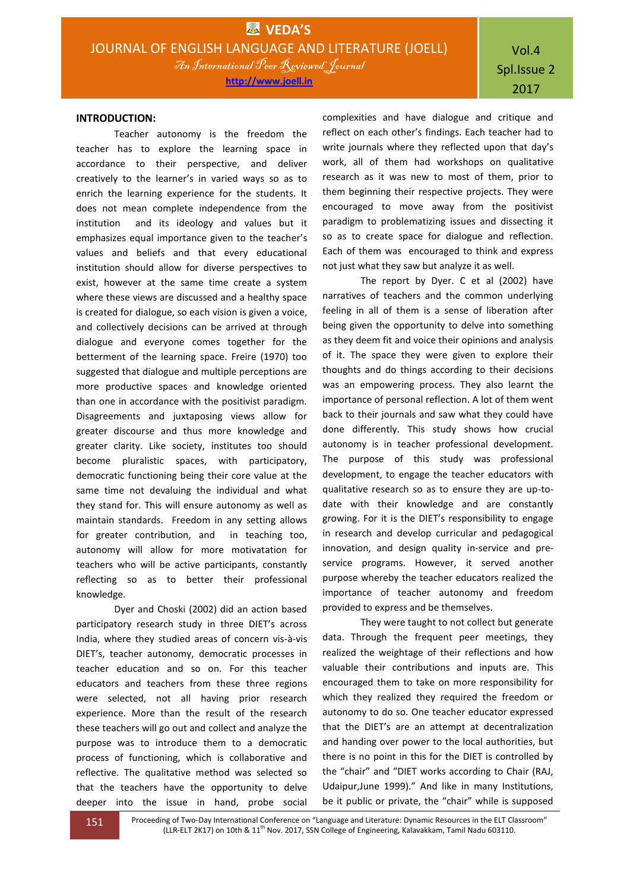## INTRODUCTION:

Teacher autonomy is the freedom the teacher has to explore the learning space in accordance to their perspective, and deliver creatively to the learner's in varied ways so as to enrich the learning experience for the students. It does not mean complete independence from the institution and its ideology and values but it emphasizes equal importance given to the teacher's values and beliefs and that every educational institution should allow for diverse perspectives to exist, however at the same time create a system where these views are discussed and a healthy space is created for dialogue, so each vision is given a voice, and collectively decisions can be arrived at through dialogue and everyone comes together for the betterment of the learning space. Freire (1970) too suggested that dialogue and multiple perceptions are more productive spaces and knowledge oriented than one in accordance with the positivist paradigm. Disagreements and juxtaposing views allow for greater discourse and thus more knowledge and greater clarity. Like society, institutes too should become pluralistic spaces, with participatory, democratic functioning being their core value at the same time not devaluing the individual and what they stand for. This will ensure autonomy as well as maintain standards. Freedom in any setting allows for greater contribution, and in teaching too, autonomy will allow for more motivation for teachers who will be active participants, constantly reflecting so as to better their professional knowledge.

Dyer and Choski (2002) did an action based participatory research study in three DIET's across India, where they studied areas of concern vis-à-vis DIET's, teacher autonomy, democratic processes in teacher education and so on. For this teacher educators and teachers from these three regions were selected, not all having prior research experience. More than the result of the research these teachers will go out and collect and analyze the purpose was to introduce them to a democratic process of functioning, which is collaborative and reflective. The qualitative method was selected so that the teachers have the opportunity to delve deeper into the issue in hand, probe social complexities and have dialogue and critique and reflect on each other's findings. Each teacher had to write journals where they reflected upon that day's work, all of them had workshops on qualitative research as it was new to most of them, prior to them beginning their respective projects. They were encouraged to move away from the positivist paradigm to problematizing issues and dissecting it so as to create space for dialogue and reflection. Each of them was encouraged to think and express not just what they saw but analyze it as well.

The report by Dyer. C et al (2002) have narratives of teachers and the common underlying feeling in all of them is a sense of liberation after being given the opportunity to delve into something as they deem fit and voice their opinions and analysis of it. The space they were given to explore their thoughts and do things according to their decisions was an empowering process. They also learnt the importance of personal reflection. A lot of them went back to their journals and saw what they could have done differently. This study shows how crucial autonomy is in teacher professional development. The purpose of this study was professional development, to engage the teacher educators with qualitative research so as to ensure they are up-to-date with their knowledge and are constantly growing. For it is the DIET's responsibility to engage in research and develop curricular and pedagogical innovation, and design quality in-service and pre-service programs. However, it served another purpose whereby the teacher educators realized the importance of teacher autonomy and freedom provided to express and be themselves.

They were taught to not collect but generate data. Through the frequent peer meetings, they realized the weightage of their reflections and how valuable their contributions and inputs are. This encouraged them to take on more responsibility for which they realized they required the freedom or autonomy to do so. One teacher educator expressed that the DIET's are an attempt at decentralization and handing over power to the local authorities, but there is no point in this for the DIET is controlled by the "chair" and "DIET works according to Chair (RAJ, Udaipur,June 1999)." And like in many Institutions, be it public or private, the "chair" while is supposed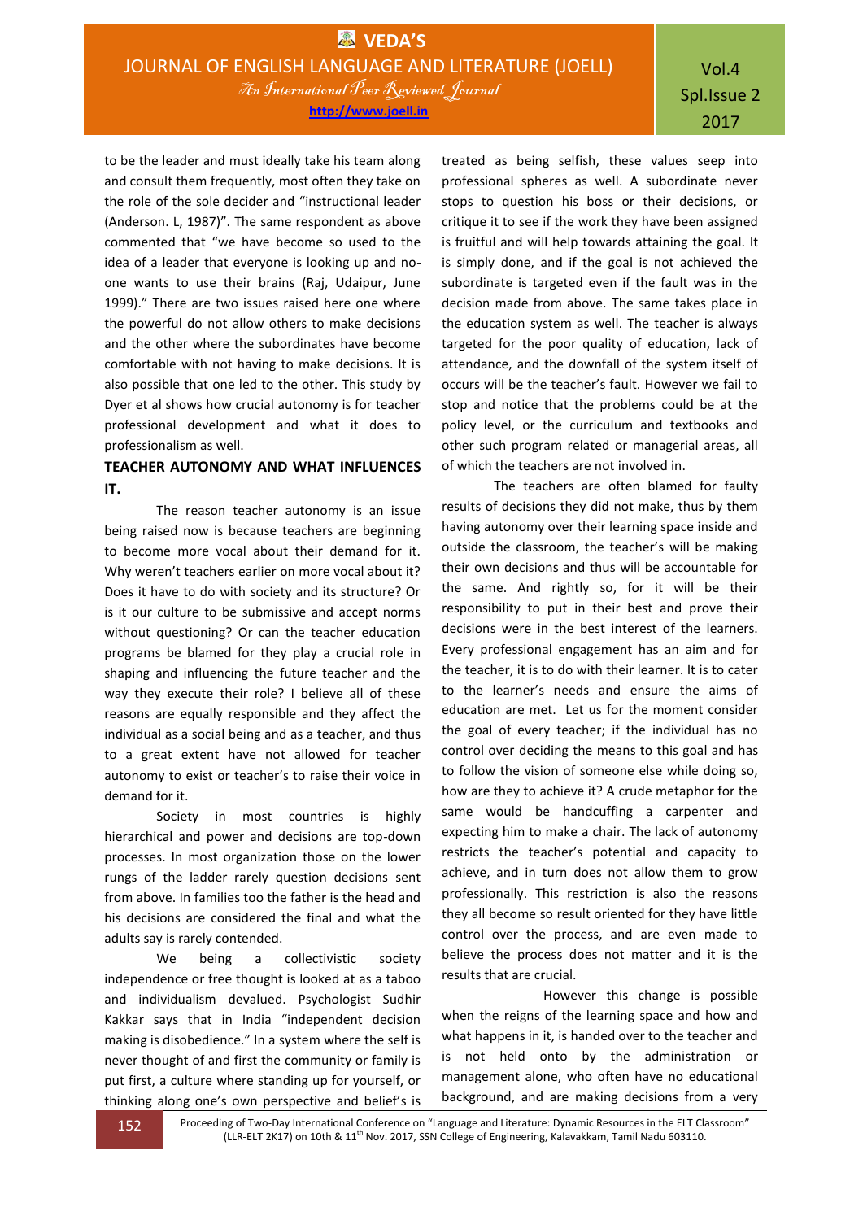to be the leader and must ideally take his team along and consult them frequently, most often they take on the role of the sole decider and "instructional leader (Anderson. L, 1987)". The same respondent as above commented that "we have become so used to the idea of a leader that everyone is looking up and no-one wants to use their brains (Raj, Udaipur, June 1999)." There are two issues raised here one where the powerful do not allow others to make decisions and the other where the subordinates have become comfortable with not having to make decisions. It is also possible that one led to the other. This study by Dyer et al shows how crucial autonomy is for teacher professional development and what it does to professionalism as well.

## TEACHER AUTONOMY AND WHAT INFLUENCES IT.

The reason teacher autonomy is an issue being raised now is because teachers are beginning to become more vocal about their demand for it. Why weren't teachers earlier on more vocal about it? Does it have to do with society and its structure? Or is it our culture to be submissive and accept norms without questioning? Or can the teacher education programs be blamed for they play a crucial role in shaping and influencing the future teacher and the way they execute their role? I believe all of these reasons are equally responsible and they affect the individual as a social being and as a teacher, and thus to a great extent have not allowed for teacher autonomy to exist or teacher's to raise their voice in demand for it.

Society in most countries is highly hierarchical and power and decisions are top-down processes. In most organization those on the lower rungs of the ladder rarely question decisions sent from above. In families too the father is the head and his decisions are considered the final and what the adults say is rarely contended.

We being a collectivistic society independence or free thought is looked at as a taboo and individualism devalued. Psychologist Sudhir Kakkar says that in India "independent decision making is disobedience." In a system where the self is never thought of and first the community or family is put first, a culture where standing up for yourself, or thinking along one's own perspective and belief's is treated as being selfish, these values seep into professional spheres as well. A subordinate never stops to question his boss or their decisions, or critique it to see if the work they have been assigned is fruitful and will help towards attaining the goal. It is simply done, and if the goal is not achieved the subordinate is targeted even if the fault was in the decision made from above. The same takes place in the education system as well. The teacher is always targeted for the poor quality of education, lack of attendance, and the downfall of the system itself of occurs will be the teacher's fault. However we fail to stop and notice that the problems could be at the policy level, or the curriculum and textbooks and other such program related or managerial areas, all of which the teachers are not involved in.

The teachers are often blamed for faulty results of decisions they did not make, thus by them having autonomy over their learning space inside and outside the classroom, the teacher's will be making their own decisions and thus will be accountable for the same. And rightly so, for it will be their responsibility to put in their best and prove their decisions were in the best interest of the learners. Every professional engagement has an aim and for the teacher, it is to do with their learner. It is to cater to the learner's needs and ensure the aims of education are met. Let us for the moment consider the goal of every teacher; if the individual has no control over deciding the means to this goal and has to follow the vision of someone else while doing so, how are they to achieve it? A crude metaphor for the same would be handcuffing a carpenter and expecting him to make a chair. The lack of autonomy restricts the teacher's potential and capacity to achieve, and in turn does not allow them to grow professionally. This restriction is also the reasons they all become so result oriented for they have little control over the process, and are even made to believe the process does not matter and it is the results that are crucial.

However this change is possible when the reigns of the learning space and how and what happens in it, is handed over to the teacher and is not held onto by the administration or management alone, who often have no educational background, and are making decisions from a very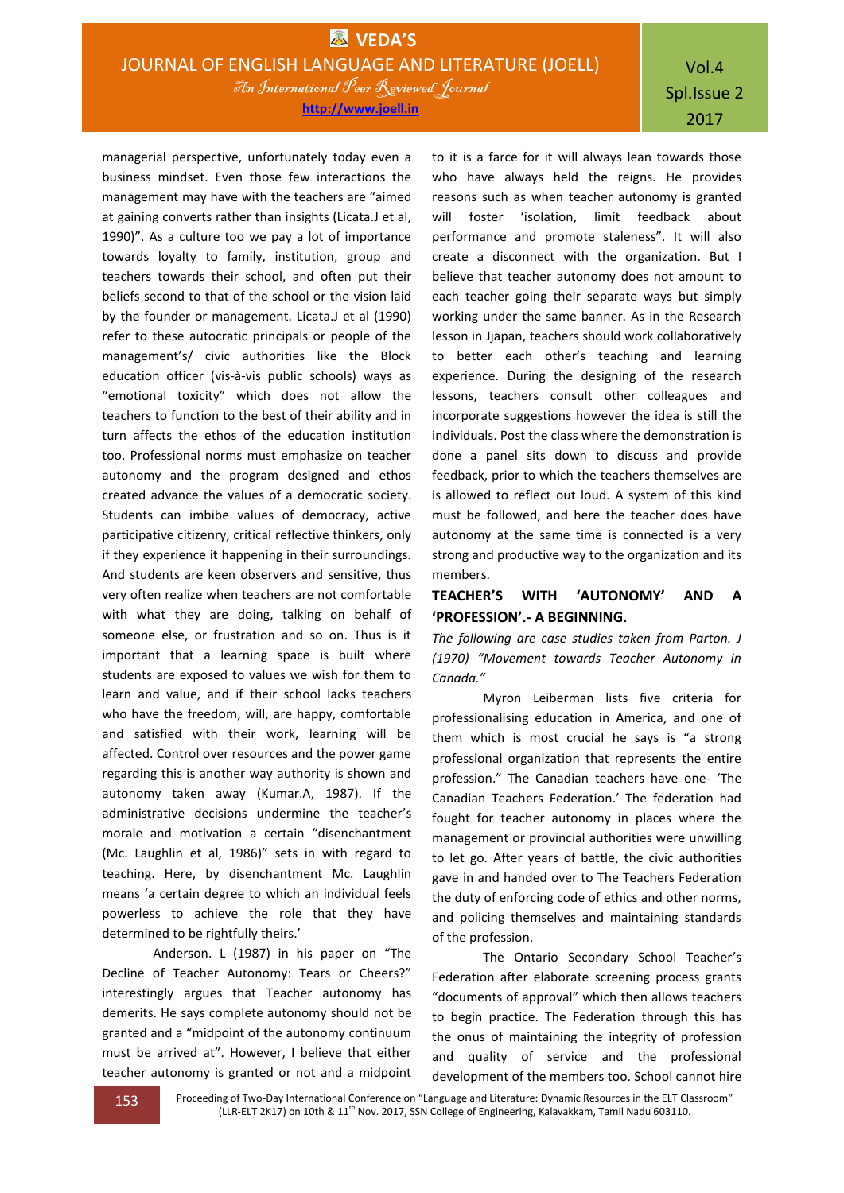managerial perspective, unfortunately today even a business mindset. Even those few interactions the management may have with the teachers are "aimed at gaining converts rather than insights (Licata.J et al, 1990)". As a culture too we pay a lot of importance towards loyalty to family, institution, group and teachers towards their school, and often put their beliefs second to that of the school or the vision laid by the founder or management. Licata.J et al (1990) refer to these autocratic principals or people of the management's/ civic authorities like the Block education officer (vis-à-vis public schools) ways as "emotional toxicity" which does not allow the teachers to function to the best of their ability and in turn affects the ethos of the education institution too. Professional norms must emphasize on teacher autonomy and the program designed and ethos created advance the values of a democratic society. Students can imbibe values of democracy, active participative citizenry, critical reflective thinkers, only if they experience it happening in their surroundings. And students are keen observers and sensitive, thus very often realize when teachers are not comfortable with what they are doing, talking on behalf of someone else, or frustration and so on. Thus is it important that a learning space is built where students are exposed to values we wish for them to learn and value, and if their school lacks teachers who have the freedom, will, are happy, comfortable and satisfied with their work, learning will be affected. Control over resources and the power game regarding this is another way authority is shown and autonomy taken away (Kumar.A, 1987). If the administrative decisions undermine the teacher's morale and motivation a certain "disenchantment (Mc. Laughlin et al, 1986)" sets in with regard to teaching. Here, by disenchantment Mc. Laughlin means 'a certain degree to which an individual feels powerless to achieve the role that they have determined to be rightfully theirs.'

Anderson. L (1987) in his paper on "The Decline of Teacher Autonomy: Tears or Cheers?" interestingly argues that Teacher autonomy has demerits. He says complete autonomy should not be granted and a "midpoint of the autonomy continuum must be arrived at". However, I believe that either teacher autonomy is granted or not and a midpoint to it is a farce for it will always lean towards those who have always held the reigns. He provides reasons such as when teacher autonomy is granted will foster 'isolation, limit feedback about performance and promote staleness". It will also create a disconnect with the organization. But I believe that teacher autonomy does not amount to each teacher going their separate ways but simply working under the same banner. As in the Research lesson in Jjapan, teachers should work collaboratively to better each other's teaching and learning experience. During the designing of the research lessons, teachers consult other colleagues and incorporate suggestions however the idea is still the individuals. Post the class where the demonstration is done a panel sits down to discuss and provide feedback, prior to which the teachers themselves are is allowed to reflect out loud. A system of this kind must be followed, and here the teacher does have autonomy at the same time is connected is a very strong and productive way to the organization and its members.

## TEACHER'S WITH 'AUTONOMY' AND A 'PROFESSION'.- A BEGINNING.

*The following are case studies taken from Parton. J (1970) "Movement towards Teacher Autonomy in Canada."*

Myron Leiberman lists five criteria for professionalising education in America, and one of them which is most crucial he says is "a strong professional organization that represents the entire profession." The Canadian teachers have one- 'The Canadian Teachers Federation.' The federation had fought for teacher autonomy in places where the management or provincial authorities were unwilling to let go. After years of battle, the civic authorities gave in and handed over to The Teachers Federation the duty of enforcing code of ethics and other norms, and policing themselves and maintaining standards of the profession.

The Ontario Secondary School Teacher's Federation after elaborate screening process grants "documents of approval" which then allows teachers to begin practice. The Federation through this has the onus of maintaining the integrity of profession and quality of service and the professional development of the members too. School cannot hire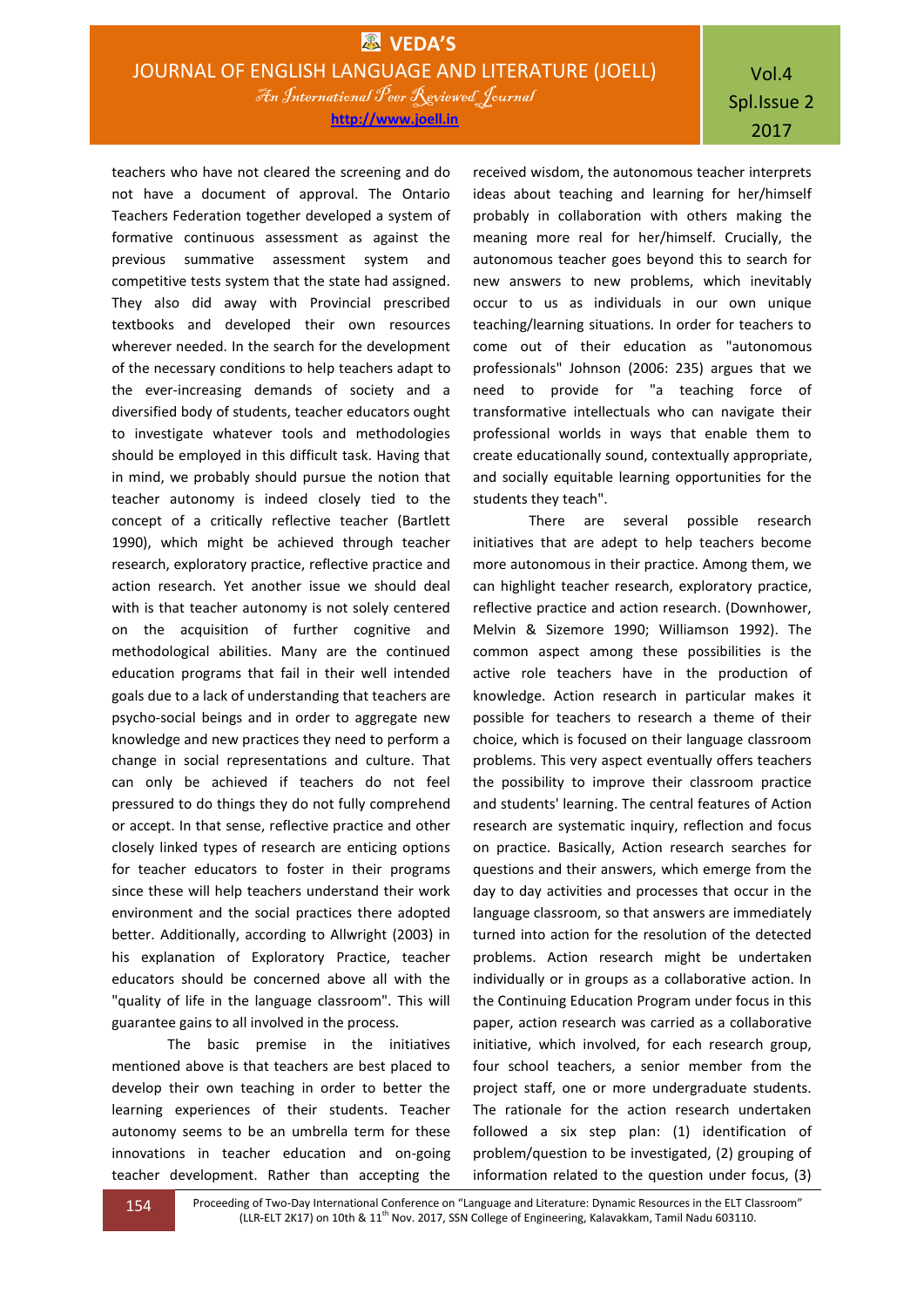teachers who have not cleared the screening and do not have a document of approval. The Ontario Teachers Federation together developed a system of formative continuous assessment as against the previous summative assessment system and competitive tests system that the state had assigned. They also did away with Provincial prescribed textbooks and developed their own resources wherever needed. In the search for the development of the necessary conditions to help teachers adapt to the ever-increasing demands of society and a diversified body of students, teacher educators ought to investigate whatever tools and methodologies should be employed in this difficult task. Having that in mind, we probably should pursue the notion that teacher autonomy is indeed closely tied to the concept of a critically reflective teacher (Bartlett 1990), which might be achieved through teacher research, exploratory practice, reflective practice and action research. Yet another issue we should deal with is that teacher autonomy is not solely centered on the acquisition of further cognitive and methodological abilities. Many are the continued education programs that fail in their well intended goals due to a lack of understanding that teachers are psycho-social beings and in order to aggregate new knowledge and new practices they need to perform a change in social representations and culture. That can only be achieved if teachers do not feel pressured to do things they do not fully comprehend or accept. In that sense, reflective practice and other closely linked types of research are enticing options for teacher educators to foster in their programs since these will help teachers understand their work environment and the social practices there adopted better. Additionally, according to Allwright (2003) in his explanation of Exploratory Practice, teacher educators should be concerned above all with the "quality of life in the language classroom". This will guarantee gains to all involved in the process.

The basic premise in the initiatives mentioned above is that teachers are best placed to develop their own teaching in order to better the learning experiences of their students. Teacher autonomy seems to be an umbrella term for these innovations in teacher education and on-going teacher development. Rather than accepting the received wisdom, the autonomous teacher interprets ideas about teaching and learning for her/himself probably in collaboration with others making the meaning more real for her/himself. Crucially, the autonomous teacher goes beyond this to search for new answers to new problems, which inevitably occur to us as individuals in our own unique teaching/learning situations. In order for teachers to come out of their education as "autonomous professionals" Johnson (2006: 235) argues that we need to provide for "a teaching force of transformative intellectuals who can navigate their professional worlds in ways that enable them to create educationally sound, contextually appropriate, and socially equitable learning opportunities for the students they teach".

There are several possible research initiatives that are adept to help teachers become more autonomous in their practice. Among them, we can highlight teacher research, exploratory practice, reflective practice and action research. (Downhower, Melvin & Sizemore 1990; Williamson 1992). The common aspect among these possibilities is the active role teachers have in the production of knowledge. Action research in particular makes it possible for teachers to research a theme of their choice, which is focused on their language classroom problems. This very aspect eventually offers teachers the possibility to improve their classroom practice and students' learning. The central features of Action research are systematic inquiry, reflection and focus on practice. Basically, Action research searches for questions and their answers, which emerge from the day to day activities and processes that occur in the language classroom, so that answers are immediately turned into action for the resolution of the detected problems. Action research might be undertaken individually or in groups as a collaborative action. In the Continuing Education Program under focus in this paper, action research was carried as a collaborative initiative, which involved, for each research group, four school teachers, a senior member from the project staff, one or more undergraduate students. The rationale for the action research undertaken followed a six step plan: (1) identification of problem/question to be investigated, (2) grouping of information related to the question under focus, (3)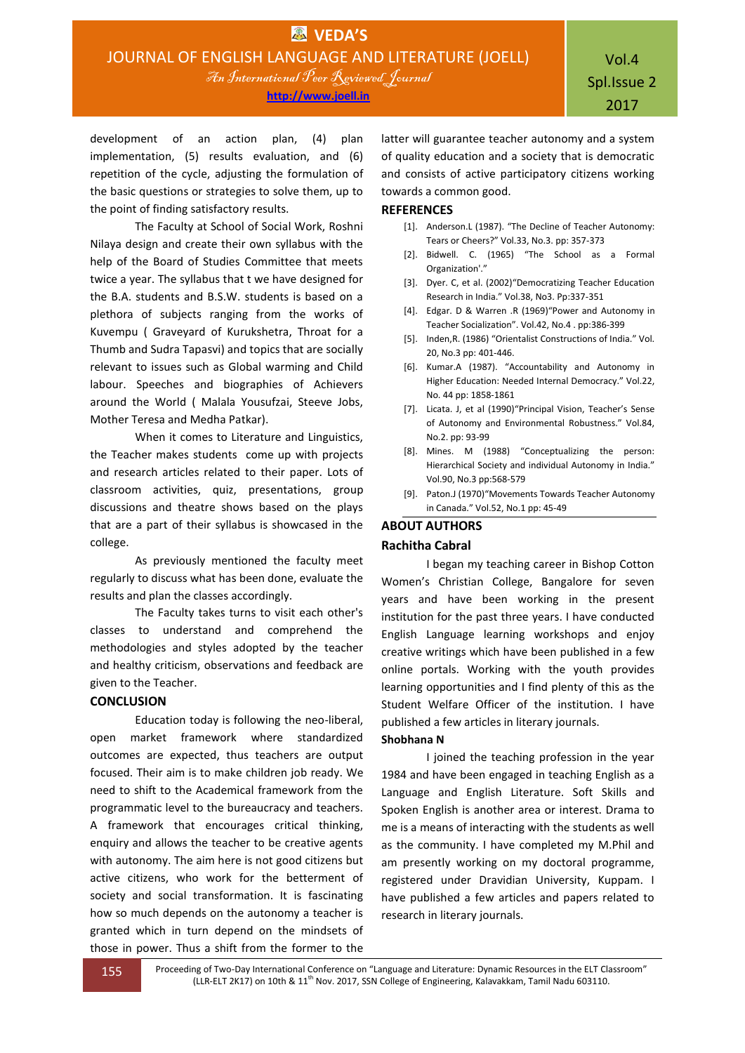development of an action plan, (4) plan implementation, (5) results evaluation, and (6) repetition of the cycle, adjusting the formulation of the basic questions or strategies to solve them, up to the point of finding satisfactory results.

The Faculty at School of Social Work, Roshni Nilaya design and create their own syllabus with the help of the Board of Studies Committee that meets twice a year. The syllabus that t we have designed for the B.A. students and B.S.W. students is based on a plethora of subjects ranging from the works of Kuvempu ( Graveyard of Kurukshetra, Throat for a Thumb and Sudra Tapasvi) and topics that are socially relevant to issues such as Global warming and Child labour. Speeches and biographies of Achievers around the World ( Malala Yousufzai, Steeve Jobs, Mother Teresa and Medha Patkar).

When it comes to Literature and Linguistics, the Teacher makes students come up with projects and research articles related to their paper. Lots of classroom activities, quiz, presentations, group discussions and theatre shows based on the plays that are a part of their syllabus is showcased in the college.

As previously mentioned the faculty meet regularly to discuss what has been done, evaluate the results and plan the classes accordingly.

The Faculty takes turns to visit each other's classes to understand and comprehend the methodologies and styles adopted by the teacher and healthy criticism, observations and feedback are given to the Teacher.

## CONCLUSION

Education today is following the neo-liberal, open market framework where standardized outcomes are expected, thus teachers are output focused. Their aim is to make children job ready. We need to shift to the Academical framework from the programmatic level to the bureaucracy and teachers. A framework that encourages critical thinking, enquiry and allows the teacher to be creative agents with autonomy. The aim here is not good citizens but active citizens, who work for the betterment of society and social transformation. It is fascinating how so much depends on the autonomy a teacher is granted which in turn depend on the mindsets of those in power. Thus a shift from the former to the latter will guarantee teacher autonomy and a system of quality education and a society that is democratic and consists of active participatory citizens working towards a common good.

## REFERENCES

[1]. Anderson.L (1987). "The Decline of Teacher Autonomy: Tears or Cheers?" Vol.33, No.3. pp: 357-373

[2]. Bidwell. C. (1965) "The School as a Formal Organization'."

[3]. Dyer. C, et al. (2002)"Democratizing Teacher Education Research in India." Vol.38, No3. Pp:337-351

[4]. Edgar. D & Warren .R (1969)"Power and Autonomy in Teacher Socialization". Vol.42, No.4 . pp:386-399

[5]. Inden,R. (1986) "Orientalist Constructions of India." Vol. 20, No.3 pp: 401-446.

[6]. Kumar.A (1987). "Accountability and Autonomy in Higher Education: Needed Internal Democracy." Vol.22, No. 44 pp: 1858-1861

[7]. Licata. J, et al (1990)"Principal Vision, Teacher's Sense of Autonomy and Environmental Robustness." Vol.84, No.2. pp: 93-99

[8]. Mines. M (1988) "Conceptualizing the person: Hierarchical Society and individual Autonomy in India." Vol.90, No.3 pp:568-579

[9]. Paton.J (1970)"Movements Towards Teacher Autonomy in Canada." Vol.52, No.1 pp: 45-49

## ABOUT AUTHORS

### Rachitha Cabral

I began my teaching career in Bishop Cotton Women's Christian College, Bangalore for seven years and have been working in the present institution for the past three years. I have conducted English Language learning workshops and enjoy creative writings which have been published in a few online portals. Working with the youth provides learning opportunities and I find plenty of this as the Student Welfare Officer of the institution. I have published a few articles in literary journals.

### Shobhana N

I joined the teaching profession in the year 1984 and have been engaged in teaching English as a Language and English Literature. Soft Skills and Spoken English is another area or interest. Drama to me is a means of interacting with the students as well as the community. I have completed my M.Phil and am presently working on my doctoral programme, registered under Dravidian University, Kuppam. I have published a few articles and papers related to research in literary journals.